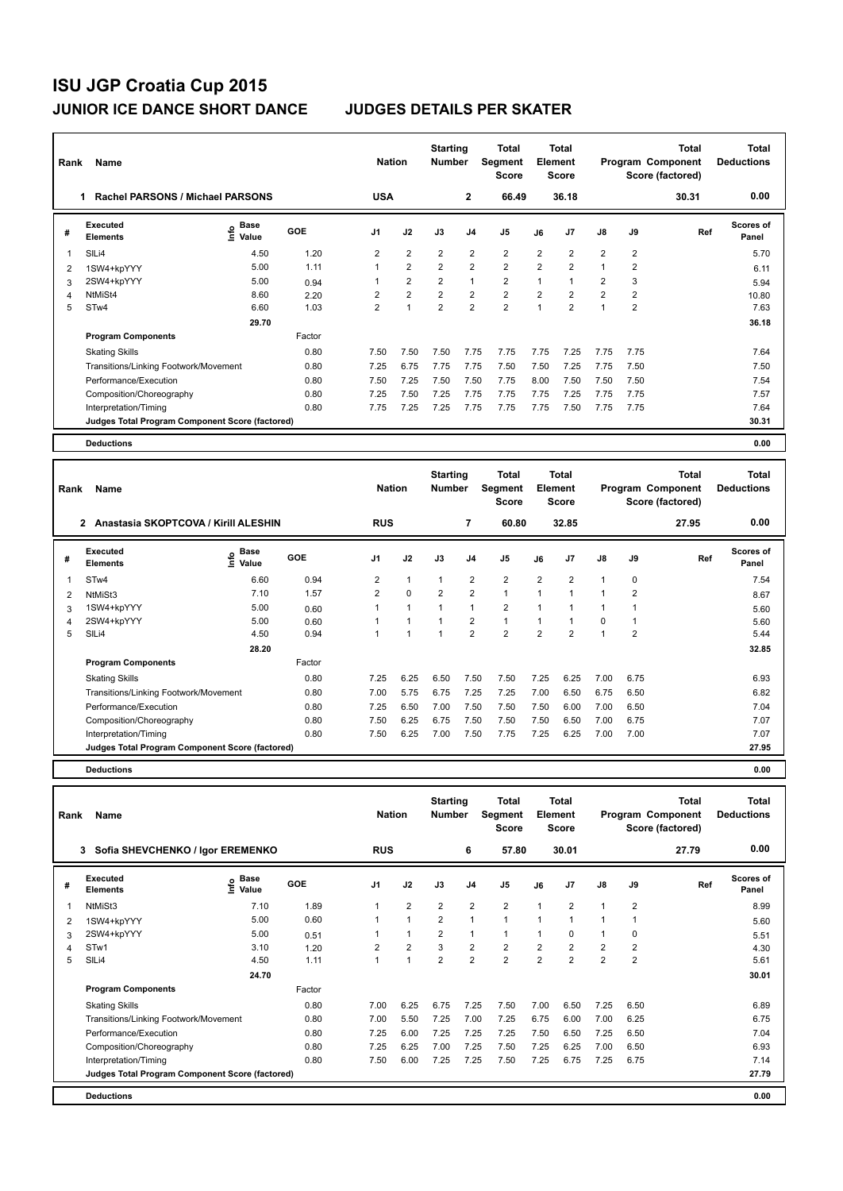# ISU JGP Croatia Cup 2015

## JUNIOR ICE DANCE SHORT DANCE JUDGES DETAILS PER SKATER

| Rank | Name | Nation | Starting Number | Total Segment Score | Total Element Score | Total Program Component Score (factored) | Total Deductions |
|---|---|---|---|---|---|---|---|
| 1 | Rachel PARSONS / Michael PARSONS | USA | 2 | 66.49 | 36.18 | 30.31 | 0.00 |

| # | Executed Elements | Info | Base Value | GOE | J1 | J2 | J3 | J4 | J5 | J6 | J7 | J8 | J9 | Ref | Scores of Panel |
|---|---|---|---|---|---|---|---|---|---|---|---|---|---|---|---|
| 1 | SlLi4 | | 4.50 | 1.20 | 2 | 2 | 2 | 2 | 2 | 2 | 2 | 2 | 2 | | 5.70 |
| 2 | 1SW4+kpYYY | | 5.00 | 1.11 | 1 | 2 | 2 | 2 | 2 | 2 | 2 | 1 | 2 | | 6.11 |
| 3 | 2SW4+kpYYY | | 5.00 | 0.94 | 1 | 2 | 2 | 1 | 2 | 1 | 1 | 2 | 3 | | 5.94 |
| 4 | NtMiSt4 | | 8.60 | 2.20 | 2 | 2 | 2 | 2 | 2 | 2 | 2 | 2 | 2 | | 10.80 |
| 5 | STw4 | | 6.60 | 1.03 | 2 | 1 | 2 | 2 | 2 | 1 | 2 | 1 | 2 | | 7.63 |
| | | | 29.70 | | | | | | | | | | | | 36.18 |
| | **Program Components** | | | Factor | | | | | | | | | | | |
| | Skating Skills | | | 0.80 | 7.50 | 7.50 | 7.50 | 7.75 | 7.75 | 7.75 | 7.25 | 7.75 | 7.75 | | 7.64 |
| | Transitions/Linking Footwork/Movement | | | 0.80 | 7.25 | 6.75 | 7.75 | 7.75 | 7.50 | 7.50 | 7.25 | 7.75 | 7.50 | | 7.50 |
| | Performance/Execution | | | 0.80 | 7.50 | 7.25 | 7.50 | 7.50 | 7.75 | 8.00 | 7.50 | 7.50 | 7.50 | | 7.54 |
| | Composition/Choreography | | | 0.80 | 7.25 | 7.50 | 7.25 | 7.75 | 7.75 | 7.75 | 7.25 | 7.75 | 7.75 | | 7.57 |
| | Interpretation/Timing | | | 0.80 | 7.75 | 7.25 | 7.25 | 7.75 | 7.75 | 7.75 | 7.50 | 7.75 | 7.75 | | 7.64 |
| | **Judges Total Program Component Score (factored)** | | | | | | | | | | | | | | 30.31 |
| | **Deductions** | | | | | | | | | | | | | | 0.00 |

| Rank | Name | Nation | Starting Number | Total Segment Score | Total Element Score | Total Program Component Score (factored) | Total Deductions |
|---|---|---|---|---|---|---|---|
| 2 | Anastasia SKOPTCOVA / Kirill ALESHIN | RUS | 7 | 60.80 | 32.85 | 27.95 | 0.00 |

| # | Executed Elements | Info | Base Value | GOE | J1 | J2 | J3 | J4 | J5 | J6 | J7 | J8 | J9 | Ref | Scores of Panel |
|---|---|---|---|---|---|---|---|---|---|---|---|---|---|---|---|
| 1 | STw4 | | 6.60 | 0.94 | 2 | 1 | 1 | 2 | 2 | 2 | 2 | 1 | 0 | | 7.54 |
| 2 | NtMiSt3 | | 7.10 | 1.57 | 2 | 0 | 2 | 2 | 1 | 1 | 1 | 1 | 2 | | 8.67 |
| 3 | 1SW4+kpYYY | | 5.00 | 0.60 | 1 | 1 | 1 | 1 | 2 | 1 | 1 | 1 | 1 | | 5.60 |
| 4 | 2SW4+kpYYY | | 5.00 | 0.60 | 1 | 1 | 1 | 2 | 1 | 1 | 1 | 0 | 1 | | 5.60 |
| 5 | SlLi4 | | 4.50 | 0.94 | 1 | 1 | 1 | 2 | 2 | 2 | 2 | 1 | 2 | | 5.44 |
| | | | 28.20 | | | | | | | | | | | | 32.85 |
| | **Program Components** | | | Factor | | | | | | | | | | | |
| | Skating Skills | | | 0.80 | 7.25 | 6.25 | 6.50 | 7.50 | 7.50 | 7.25 | 6.25 | 7.00 | 6.75 | | 6.93 |
| | Transitions/Linking Footwork/Movement | | | 0.80 | 7.00 | 5.75 | 6.75 | 7.25 | 7.25 | 7.00 | 6.50 | 6.75 | 6.50 | | 6.82 |
| | Performance/Execution | | | 0.80 | 7.25 | 6.50 | 7.00 | 7.50 | 7.50 | 7.50 | 6.00 | 7.00 | 6.50 | | 7.04 |
| | Composition/Choreography | | | 0.80 | 7.50 | 6.25 | 6.75 | 7.50 | 7.50 | 7.50 | 6.50 | 7.00 | 6.75 | | 7.07 |
| | Interpretation/Timing | | | 0.80 | 7.50 | 6.25 | 7.00 | 7.50 | 7.75 | 7.25 | 6.25 | 7.00 | 7.00 | | 7.07 |
| | **Judges Total Program Component Score (factored)** | | | | | | | | | | | | | | 27.95 |
| | **Deductions** | | | | | | | | | | | | | | 0.00 |

| Rank | Name | Nation | Starting Number | Total Segment Score | Total Element Score | Total Program Component Score (factored) | Total Deductions |
|---|---|---|---|---|---|---|---|
| 3 | Sofia SHEVCHENKO / Igor EREMENKO | RUS | 6 | 57.80 | 30.01 | 27.79 | 0.00 |

| # | Executed Elements | Info | Base Value | GOE | J1 | J2 | J3 | J4 | J5 | J6 | J7 | J8 | J9 | Ref | Scores of Panel |
|---|---|---|---|---|---|---|---|---|---|---|---|---|---|---|---|
| 1 | NtMiSt3 | | 7.10 | 1.89 | 1 | 2 | 2 | 2 | 2 | 1 | 2 | 1 | 2 | | 8.99 |
| 2 | 1SW4+kpYYY | | 5.00 | 0.60 | 1 | 1 | 2 | 1 | 1 | 1 | 1 | 1 | 1 | | 5.60 |
| 3 | 2SW4+kpYYY | | 5.00 | 0.51 | 1 | 1 | 2 | 1 | 1 | 1 | 0 | 1 | 0 | | 5.51 |
| 4 | STw1 | | 3.10 | 1.20 | 2 | 2 | 3 | 2 | 2 | 2 | 2 | 2 | 2 | | 4.30 |
| 5 | SlLi4 | | 4.50 | 1.11 | 1 | 1 | 2 | 2 | 2 | 2 | 2 | 2 | 2 | | 5.61 |
| | | | 24.70 | | | | | | | | | | | | 30.01 |
| | **Program Components** | | | Factor | | | | | | | | | | | |
| | Skating Skills | | | 0.80 | 7.00 | 6.25 | 6.75 | 7.25 | 7.50 | 7.00 | 6.50 | 7.25 | 6.50 | | 6.89 |
| | Transitions/Linking Footwork/Movement | | | 0.80 | 7.00 | 5.50 | 7.25 | 7.00 | 7.25 | 6.75 | 6.00 | 7.00 | 6.25 | | 6.75 |
| | Performance/Execution | | | 0.80 | 7.25 | 6.00 | 7.25 | 7.25 | 7.25 | 7.50 | 6.50 | 7.25 | 6.50 | | 7.04 |
| | Composition/Choreography | | | 0.80 | 7.25 | 6.25 | 7.00 | 7.25 | 7.50 | 7.25 | 6.25 | 7.00 | 6.50 | | 6.93 |
| | Interpretation/Timing | | | 0.80 | 7.50 | 6.00 | 7.25 | 7.25 | 7.50 | 7.25 | 6.75 | 7.25 | 6.75 | | 7.14 |
| | **Judges Total Program Component Score (factored)** | | | | | | | | | | | | | | 27.79 |
| | **Deductions** | | | | | | | | | | | | | | 0.00 |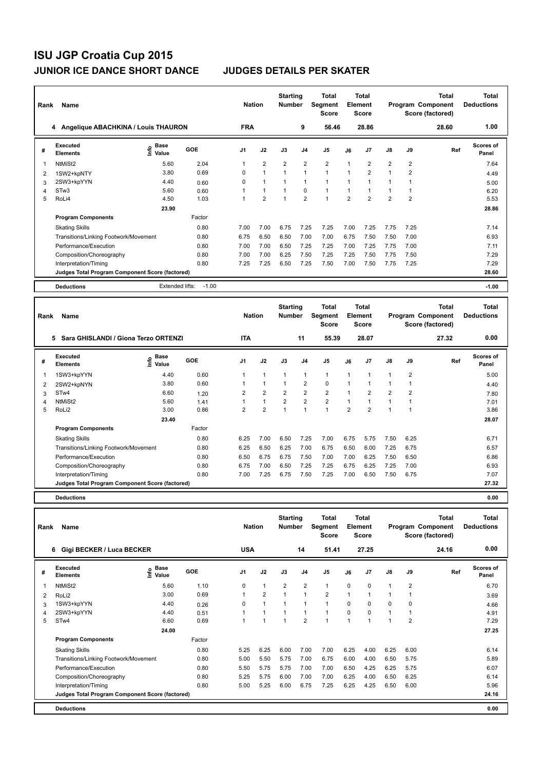# ISU JGP Croatia Cup 2015

## JUNIOR ICE DANCE SHORT DANCE — JUDGES DETAILS PER SKATER

| Rank | Name | Nation | Starting Number | Total Segment Score | Total Element Score | Total Program Component Score (factored) | Total Deductions |
|---|---|---|---|---|---|---|---|
| 4 | Angelique ABACHKINA / Louis THAURON | FRA | 9 | 56.46 | 28.86 | 28.60 | 1.00 |

| # | Executed Elements | Info | Base Value | GOE | J1 | J2 | J3 | J4 | J5 | J6 | J7 | J8 | J9 | Ref | Scores of Panel |
|---|---|---|---|---|---|---|---|---|---|---|---|---|---|---|---|
| 1 | NtMiSt2 | | 5.60 | 2.04 | 1 | 2 | 2 | 2 | 2 | 1 | 2 | 2 | 2 | | 7.64 |
| 2 | 1SW2+kpNTY | | 3.80 | 0.69 | 0 | 1 | 1 | 1 | 1 | 1 | 2 | 1 | 2 | | 4.49 |
| 3 | 2SW3+kpYYN | | 4.40 | 0.60 | 0 | 1 | 1 | 1 | 1 | 1 | 1 | 1 | 1 | | 5.00 |
| 4 | STw3 | | 5.60 | 0.60 | 1 | 1 | 1 | 0 | 1 | 1 | 1 | 1 | 1 | | 6.20 |
| 5 | RoLi4 | | 4.50 | 1.03 | 1 | 2 | 1 | 2 | 1 | 2 | 2 | 2 | 2 | | 5.53 |
| | | | 23.90 | | | | | | | | | | | | 28.86 |
| | **Program Components** | | | Factor | | | | | | | | | | | |
| | Skating Skills | | | 0.80 | 7.00 | 7.00 | 6.75 | 7.25 | 7.25 | 7.00 | 7.25 | 7.75 | 7.25 | | 7.14 |
| | Transitions/Linking Footwork/Movement | | | 0.80 | 6.75 | 6.50 | 6.50 | 7.00 | 7.00 | 6.75 | 7.50 | 7.50 | 7.00 | | 6.93 |
| | Performance/Execution | | | 0.80 | 7.00 | 7.00 | 6.50 | 7.25 | 7.25 | 7.00 | 7.25 | 7.75 | 7.00 | | 7.11 |
| | Composition/Choreography | | | 0.80 | 7.00 | 7.00 | 6.25 | 7.50 | 7.25 | 7.25 | 7.50 | 7.75 | 7.50 | | 7.29 |
| | Interpretation/Timing | | | 0.80 | 7.25 | 7.25 | 6.50 | 7.25 | 7.50 | 7.00 | 7.50 | 7.75 | 7.25 | | 7.29 |
| | **Judges Total Program Component Score (factored)** | | | | | | | | | | | | | | 28.60 |
| | **Deductions** | | Extended lifts: | -1.00 | | | | | | | | | | | -1.00 |

| Rank | Name | Nation | Starting Number | Total Segment Score | Total Element Score | Total Program Component Score (factored) | Total Deductions |
|---|---|---|---|---|---|---|---|
| 5 | Sara GHISLANDI / Giona Terzo ORTENZI | ITA | 11 | 55.39 | 28.07 | 27.32 | 0.00 |

| # | Executed Elements | Info | Base Value | GOE | J1 | J2 | J3 | J4 | J5 | J6 | J7 | J8 | J9 | Ref | Scores of Panel |
|---|---|---|---|---|---|---|---|---|---|---|---|---|---|---|---|
| 1 | 1SW3+kpYYN | | 4.40 | 0.60 | 1 | 1 | 1 | 1 | 1 | 1 | 1 | 1 | 2 | | 5.00 |
| 2 | 2SW2+kpNYN | | 3.80 | 0.60 | 1 | 1 | 1 | 2 | 0 | 1 | 1 | 1 | 1 | | 4.40 |
| 3 | STw4 | | 6.60 | 1.20 | 2 | 2 | 2 | 2 | 2 | 1 | 2 | 2 | 2 | | 7.80 |
| 4 | NtMiSt2 | | 5.60 | 1.41 | 1 | 1 | 2 | 2 | 2 | 1 | 1 | 1 | 1 | | 7.01 |
| 5 | RoLi2 | | 3.00 | 0.86 | 2 | 2 | 1 | 1 | 1 | 2 | 2 | 1 | 1 | | 3.86 |
| | | | 23.40 | | | | | | | | | | | | 28.07 |
| | **Program Components** | | | Factor | | | | | | | | | | | |
| | Skating Skills | | | 0.80 | 6.25 | 7.00 | 6.50 | 7.25 | 7.00 | 6.75 | 5.75 | 7.50 | 6.25 | | 6.71 |
| | Transitions/Linking Footwork/Movement | | | 0.80 | 6.25 | 6.50 | 6.25 | 7.00 | 6.75 | 6.50 | 6.00 | 7.25 | 6.75 | | 6.57 |
| | Performance/Execution | | | 0.80 | 6.50 | 6.75 | 6.75 | 7.50 | 7.00 | 7.00 | 6.25 | 7.50 | 6.50 | | 6.86 |
| | Composition/Choreography | | | 0.80 | 6.75 | 7.00 | 6.50 | 7.25 | 7.25 | 6.75 | 6.25 | 7.25 | 7.00 | | 6.93 |
| | Interpretation/Timing | | | 0.80 | 7.00 | 7.25 | 6.75 | 7.50 | 7.25 | 7.00 | 6.50 | 7.50 | 6.75 | | 7.07 |
| | **Judges Total Program Component Score (factored)** | | | | | | | | | | | | | | 27.32 |
| | **Deductions** | | | | | | | | | | | | | | 0.00 |

| Rank | Name | Nation | Starting Number | Total Segment Score | Total Element Score | Total Program Component Score (factored) | Total Deductions |
|---|---|---|---|---|---|---|---|
| 6 | Gigi BECKER / Luca BECKER | USA | 14 | 51.41 | 27.25 | 24.16 | 0.00 |

| # | Executed Elements | Info | Base Value | GOE | J1 | J2 | J3 | J4 | J5 | J6 | J7 | J8 | J9 | Ref | Scores of Panel |
|---|---|---|---|---|---|---|---|---|---|---|---|---|---|---|---|
| 1 | NtMiSt2 | | 5.60 | 1.10 | 0 | 1 | 2 | 2 | 1 | 0 | 0 | 1 | 2 | | 6.70 |
| 2 | RoLi2 | | 3.00 | 0.69 | 1 | 2 | 1 | 1 | 2 | 1 | 1 | 1 | 1 | | 3.69 |
| 3 | 1SW3+kpYYN | | 4.40 | 0.26 | 0 | 1 | 1 | 1 | 1 | 0 | 0 | 0 | 0 | | 4.66 |
| 4 | 2SW3+kpYYN | | 4.40 | 0.51 | 1 | 1 | 1 | 1 | 1 | 0 | 0 | 1 | 1 | | 4.91 |
| 5 | STw4 | | 6.60 | 0.69 | 1 | 1 | 1 | 2 | 1 | 1 | 1 | 1 | 2 | | 7.29 |
| | | | 24.00 | | | | | | | | | | | | 27.25 |
| | **Program Components** | | | Factor | | | | | | | | | | | |
| | Skating Skills | | | 0.80 | 5.25 | 6.25 | 6.00 | 7.00 | 7.00 | 6.25 | 4.00 | 6.25 | 6.00 | | 6.14 |
| | Transitions/Linking Footwork/Movement | | | 0.80 | 5.00 | 5.50 | 5.75 | 7.00 | 6.75 | 6.00 | 4.00 | 6.50 | 5.75 | | 5.89 |
| | Performance/Execution | | | 0.80 | 5.50 | 5.75 | 5.75 | 7.00 | 7.00 | 6.50 | 4.25 | 6.25 | 5.75 | | 6.07 |
| | Composition/Choreography | | | 0.80 | 5.25 | 5.75 | 6.00 | 7.00 | 7.00 | 6.25 | 4.00 | 6.50 | 6.25 | | 6.14 |
| | Interpretation/Timing | | | 0.80 | 5.00 | 5.25 | 6.00 | 6.75 | 7.25 | 6.25 | 4.25 | 6.50 | 6.00 | | 5.96 |
| | **Judges Total Program Component Score (factored)** | | | | | | | | | | | | | | 24.16 |
| | **Deductions** | | | | | | | | | | | | | | 0.00 |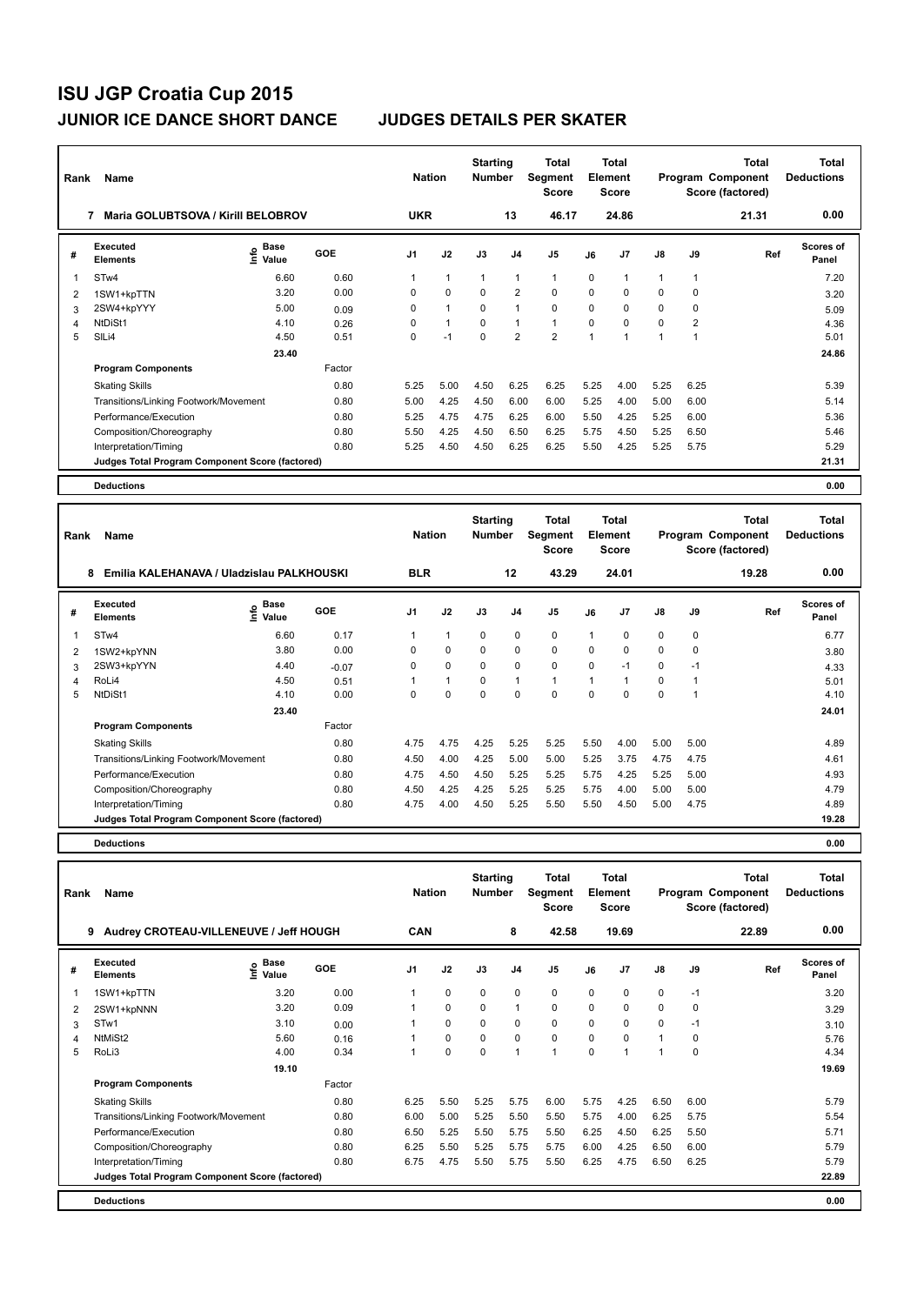# ISU JGP Croatia Cup 2015

## JUNIOR ICE DANCE SHORT DANCE — JUDGES DETAILS PER SKATER

| Rank | Name | Nation | Starting Number | Total Segment Score | Total Element Score | Total Program Component Score (factored) | Total Deductions |
|---|---|---|---|---|---|---|---|
| 7 | Maria GOLUBTSOVA / Kirill BELOBROV | UKR | 13 | 46.17 | 24.86 | 21.31 | 0.00 |

| # | Executed Elements | Info | Base Value | GOE | J1 | J2 | J3 | J4 | J5 | J6 | J7 | J8 | J9 | Ref | Scores of Panel |
|---|---|---|---|---|---|---|---|---|---|---|---|---|---|---|---|
| 1 | STw4 | | 6.60 | 0.60 | 1 | 1 | 1 | 1 | 1 | 0 | 1 | 1 | 1 | | 7.20 |
| 2 | 1SW1+kpTTN | | 3.20 | 0.00 | 0 | 0 | 0 | 2 | 0 | 0 | 0 | 0 | 0 | | 3.20 |
| 3 | 2SW4+kpYYY | | 5.00 | 0.09 | 0 | 1 | 0 | 1 | 0 | 0 | 0 | 0 | 0 | | 5.09 |
| 4 | NtDiSt1 | | 4.10 | 0.26 | 0 | 1 | 0 | 1 | 1 | 0 | 0 | 0 | 2 | | 4.36 |
| 5 | SlLi4 | | 4.50 | 0.51 | 0 | -1 | 0 | 2 | 2 | 1 | 1 | 1 | 1 | | 5.01 |
| | | | 23.40 | | | | | | | | | | | | 24.86 |

| Program Components | Factor | J1 | J2 | J3 | J4 | J5 | J6 | J7 | J8 | J9 | Scores of Panel |
|---|---|---|---|---|---|---|---|---|---|---|---|
| Skating Skills | 0.80 | 5.25 | 5.00 | 4.50 | 6.25 | 6.25 | 5.25 | 4.00 | 5.25 | 6.25 | 5.39 |
| Transitions/Linking Footwork/Movement | 0.80 | 5.00 | 4.25 | 4.50 | 6.00 | 6.00 | 5.25 | 4.00 | 5.00 | 6.00 | 5.14 |
| Performance/Execution | 0.80 | 5.25 | 4.75 | 4.75 | 6.25 | 6.00 | 5.50 | 4.25 | 5.25 | 6.00 | 5.36 |
| Composition/Choreography | 0.80 | 5.50 | 4.25 | 4.50 | 6.50 | 6.25 | 5.75 | 4.50 | 5.25 | 6.50 | 5.46 |
| Interpretation/Timing | 0.80 | 5.25 | 4.50 | 4.50 | 6.25 | 6.25 | 5.50 | 4.25 | 5.25 | 5.75 | 5.29 |
| Judges Total Program Component Score (factored) | | | | | | | | | | | 21.31 |

**Deductions** 0.00

| Rank | Name | Nation | Starting Number | Total Segment Score | Total Element Score | Total Program Component Score (factored) | Total Deductions |
|---|---|---|---|---|---|---|---|
| 8 | Emilia KALEHANAVA / Uladzislau PALKHOUSKI | BLR | 12 | 43.29 | 24.01 | 19.28 | 0.00 |

| # | Executed Elements | Info | Base Value | GOE | J1 | J2 | J3 | J4 | J5 | J6 | J7 | J8 | J9 | Ref | Scores of Panel |
|---|---|---|---|---|---|---|---|---|---|---|---|---|---|---|---|
| 1 | STw4 | | 6.60 | 0.17 | 1 | 1 | 0 | 0 | 0 | 1 | 0 | 0 | 0 | | 6.77 |
| 2 | 1SW2+kpYNN | | 3.80 | 0.00 | 0 | 0 | 0 | 0 | 0 | 0 | 0 | 0 | 0 | | 3.80 |
| 3 | 2SW3+kpYYN | | 4.40 | -0.07 | 0 | 0 | 0 | 0 | 0 | 0 | -1 | 0 | -1 | | 4.33 |
| 4 | RoLi4 | | 4.50 | 0.51 | 1 | 1 | 0 | 1 | 1 | 1 | 1 | 0 | 1 | | 5.01 |
| 5 | NtDiSt1 | | 4.10 | 0.00 | 0 | 0 | 0 | 0 | 0 | 0 | 0 | 0 | 1 | | 4.10 |
| | | | 23.40 | | | | | | | | | | | | 24.01 |

| Program Components | Factor | J1 | J2 | J3 | J4 | J5 | J6 | J7 | J8 | J9 | Scores of Panel |
|---|---|---|---|---|---|---|---|---|---|---|---|
| Skating Skills | 0.80 | 4.75 | 4.75 | 4.25 | 5.25 | 5.25 | 5.50 | 4.00 | 5.00 | 5.00 | 4.89 |
| Transitions/Linking Footwork/Movement | 0.80 | 4.50 | 4.00 | 4.25 | 5.00 | 5.00 | 5.25 | 3.75 | 4.75 | 4.75 | 4.61 |
| Performance/Execution | 0.80 | 4.75 | 4.50 | 4.50 | 5.25 | 5.25 | 5.75 | 4.25 | 5.25 | 5.00 | 4.93 |
| Composition/Choreography | 0.80 | 4.50 | 4.25 | 4.25 | 5.25 | 5.25 | 5.75 | 4.00 | 5.00 | 5.00 | 4.79 |
| Interpretation/Timing | 0.80 | 4.75 | 4.00 | 4.50 | 5.25 | 5.50 | 5.50 | 4.50 | 5.00 | 4.75 | 4.89 |
| Judges Total Program Component Score (factored) | | | | | | | | | | | 19.28 |

**Deductions** 0.00

| Rank | Name | Nation | Starting Number | Total Segment Score | Total Element Score | Total Program Component Score (factored) | Total Deductions |
|---|---|---|---|---|---|---|---|
| 9 | Audrey CROTEAU-VILLENEUVE / Jeff HOUGH | CAN | 8 | 42.58 | 19.69 | 22.89 | 0.00 |

| # | Executed Elements | Info | Base Value | GOE | J1 | J2 | J3 | J4 | J5 | J6 | J7 | J8 | J9 | Ref | Scores of Panel |
|---|---|---|---|---|---|---|---|---|---|---|---|---|---|---|---|
| 1 | 1SW1+kpTTN | | 3.20 | 0.00 | 1 | 0 | 0 | 0 | 0 | 0 | 0 | 0 | -1 | | 3.20 |
| 2 | 2SW1+kpNNN | | 3.20 | 0.09 | 1 | 0 | 0 | 1 | 0 | 0 | 0 | 0 | 0 | | 3.29 |
| 3 | STw1 | | 3.10 | 0.00 | 1 | 0 | 0 | 0 | 0 | 0 | 0 | 0 | -1 | | 3.10 |
| 4 | NtMiSt2 | | 5.60 | 0.16 | 1 | 0 | 0 | 0 | 0 | 0 | 0 | 1 | 0 | | 5.76 |
| 5 | RoLi3 | | 4.00 | 0.34 | 1 | 0 | 0 | 1 | 1 | 0 | 1 | 1 | 0 | | 4.34 |
| | | | 19.10 | | | | | | | | | | | | 19.69 |

| Program Components | Factor | J1 | J2 | J3 | J4 | J5 | J6 | J7 | J8 | J9 | Scores of Panel |
|---|---|---|---|---|---|---|---|---|---|---|---|
| Skating Skills | 0.80 | 6.25 | 5.50 | 5.25 | 5.75 | 6.00 | 5.75 | 4.25 | 6.50 | 6.00 | 5.79 |
| Transitions/Linking Footwork/Movement | 0.80 | 6.00 | 5.00 | 5.25 | 5.50 | 5.50 | 5.75 | 4.00 | 6.25 | 5.75 | 5.54 |
| Performance/Execution | 0.80 | 6.50 | 5.25 | 5.50 | 5.75 | 5.50 | 6.25 | 4.50 | 6.25 | 5.50 | 5.71 |
| Composition/Choreography | 0.80 | 6.25 | 5.50 | 5.25 | 5.75 | 5.75 | 6.00 | 4.25 | 6.50 | 6.00 | 5.79 |
| Interpretation/Timing | 0.80 | 6.75 | 4.75 | 5.50 | 5.75 | 5.50 | 6.25 | 4.75 | 6.50 | 6.25 | 5.79 |
| Judges Total Program Component Score (factored) | | | | | | | | | | | 22.89 |

**Deductions** 0.00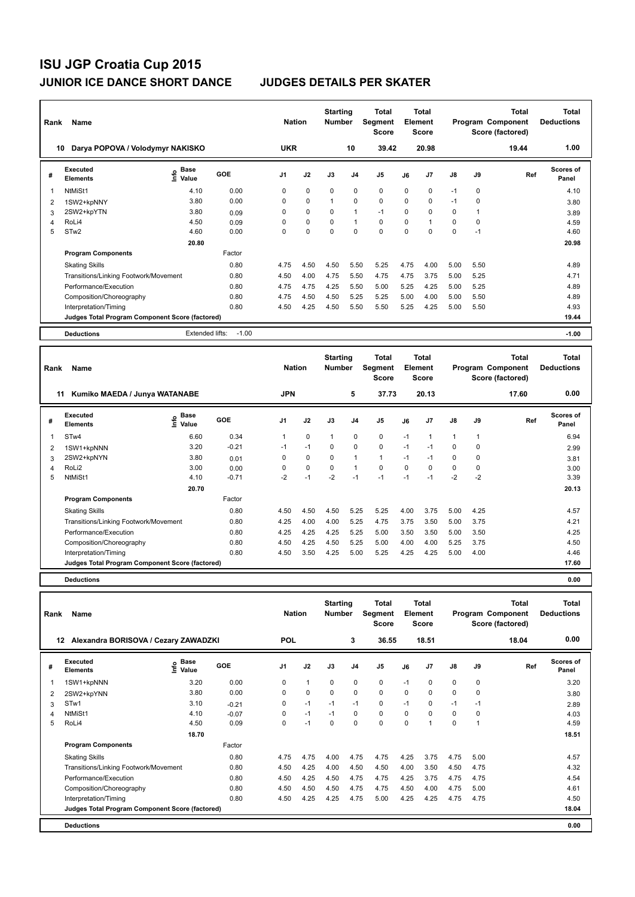# ISU JGP Croatia Cup 2015

## JUNIOR ICE DANCE SHORT DANCE — JUDGES DETAILS PER SKATER

| Rank | Name | Nation | Starting Number | Total Segment Score | Total Element Score | Total Program Component Score (factored) | Total Deductions |
|---|---|---|---|---|---|---|---|
| 10 | Darya POPOVA / Volodymyr NAKISKO | UKR | 10 | 39.42 | 20.98 | 19.44 | 1.00 |

| # | Executed Elements | Info | Base Value | GOE | J1 | J2 | J3 | J4 | J5 | J6 | J7 | J8 | J9 | Ref | Scores of Panel |
|---|---|---|---|---|---|---|---|---|---|---|---|---|---|---|---|
| 1 | NtMiSt1 | | 4.10 | 0.00 | 0 | 0 | 0 | 0 | 0 | 0 | 0 | -1 | 0 | | 4.10 |
| 2 | 1SW2+kpNNY | | 3.80 | 0.00 | 0 | 0 | 1 | 0 | 0 | 0 | 0 | -1 | 0 | | 3.80 |
| 3 | 2SW2+kpYTN | | 3.80 | 0.09 | 0 | 0 | 0 | 1 | -1 | 0 | 0 | 0 | 1 | | 3.89 |
| 4 | RoLi4 | | 4.50 | 0.09 | 0 | 0 | 0 | 1 | 0 | 0 | 1 | 0 | 0 | | 4.59 |
| 5 | STw2 | | 4.60 | 0.00 | 0 | 0 | 0 | 0 | 0 | 0 | 0 | 0 | -1 | | 4.60 |
| | | | 20.80 | | | | | | | | | | | | 20.98 |
| | **Program Components** | | | Factor | | | | | | | | | | | |
| | Skating Skills | | | 0.80 | 4.75 | 4.50 | 4.50 | 5.50 | 5.25 | 4.75 | 4.00 | 5.00 | 5.50 | | 4.89 |
| | Transitions/Linking Footwork/Movement | | | 0.80 | 4.50 | 4.00 | 4.75 | 5.50 | 4.75 | 4.75 | 3.75 | 5.00 | 5.25 | | 4.71 |
| | Performance/Execution | | | 0.80 | 4.75 | 4.75 | 4.25 | 5.50 | 5.00 | 5.25 | 4.25 | 5.00 | 5.25 | | 4.89 |
| | Composition/Choreography | | | 0.80 | 4.75 | 4.50 | 4.50 | 5.25 | 5.25 | 5.00 | 4.00 | 5.00 | 5.50 | | 4.89 |
| | Interpretation/Timing | | | 0.80 | 4.50 | 4.25 | 4.50 | 5.50 | 5.50 | 5.25 | 4.25 | 5.00 | 5.50 | | 4.93 |
| | **Judges Total Program Component Score (factored)** | | | | | | | | | | | | | | 19.44 |
| | **Deductions** | | Extended lifts: | -1.00 | | | | | | | | | | | -1.00 |

| Rank | Name | Nation | Starting Number | Total Segment Score | Total Element Score | Total Program Component Score (factored) | Total Deductions |
|---|---|---|---|---|---|---|---|
| 11 | Kumiko MAEDA / Junya WATANABE | JPN | 5 | 37.73 | 20.13 | 17.60 | 0.00 |

| # | Executed Elements | Info | Base Value | GOE | J1 | J2 | J3 | J4 | J5 | J6 | J7 | J8 | J9 | Ref | Scores of Panel |
|---|---|---|---|---|---|---|---|---|---|---|---|---|---|---|---|
| 1 | STw4 | | 6.60 | 0.34 | 1 | 0 | 1 | 0 | 0 | -1 | 1 | 1 | 1 | | 6.94 |
| 2 | 1SW1+kpNNN | | 3.20 | -0.21 | -1 | -1 | 0 | 0 | 0 | -1 | -1 | 0 | 0 | | 2.99 |
| 3 | 2SW2+kpNYN | | 3.80 | 0.01 | 0 | 0 | 0 | 1 | 1 | -1 | -1 | 0 | 0 | | 3.81 |
| 4 | RoLi2 | | 3.00 | 0.00 | 0 | 0 | 0 | 1 | 0 | 0 | 0 | 0 | 0 | | 3.00 |
| 5 | NtMiSt1 | | 4.10 | -0.71 | -2 | -1 | -2 | -1 | -1 | -1 | -1 | -2 | -2 | | 3.39 |
| | | | 20.70 | | | | | | | | | | | | 20.13 |
| | **Program Components** | | | Factor | | | | | | | | | | | |
| | Skating Skills | | | 0.80 | 4.50 | 4.50 | 4.50 | 5.25 | 5.25 | 4.00 | 3.75 | 5.00 | 4.25 | | 4.57 |
| | Transitions/Linking Footwork/Movement | | | 0.80 | 4.25 | 4.00 | 4.00 | 5.25 | 4.75 | 3.75 | 3.50 | 5.00 | 3.75 | | 4.21 |
| | Performance/Execution | | | 0.80 | 4.25 | 4.25 | 4.25 | 5.25 | 5.00 | 3.50 | 3.50 | 5.00 | 3.50 | | 4.25 |
| | Composition/Choreography | | | 0.80 | 4.50 | 4.25 | 4.50 | 5.25 | 5.00 | 4.00 | 4.00 | 5.25 | 3.75 | | 4.50 |
| | Interpretation/Timing | | | 0.80 | 4.50 | 3.50 | 4.25 | 5.00 | 5.25 | 4.25 | 4.25 | 5.00 | 4.00 | | 4.46 |
| | **Judges Total Program Component Score (factored)** | | | | | | | | | | | | | | 17.60 |
| | **Deductions** | | | | | | | | | | | | | | 0.00 |

| Rank | Name | Nation | Starting Number | Total Segment Score | Total Element Score | Total Program Component Score (factored) | Total Deductions |
|---|---|---|---|---|---|---|---|
| 12 | Alexandra BORISOVA / Cezary ZAWADZKI | POL | 3 | 36.55 | 18.51 | 18.04 | 0.00 |

| # | Executed Elements | Info | Base Value | GOE | J1 | J2 | J3 | J4 | J5 | J6 | J7 | J8 | J9 | Ref | Scores of Panel |
|---|---|---|---|---|---|---|---|---|---|---|---|---|---|---|---|
| 1 | 1SW1+kpNNN | | 3.20 | 0.00 | 0 | 1 | 0 | 0 | 0 | -1 | 0 | 0 | 0 | | 3.20 |
| 2 | 2SW2+kpYNN | | 3.80 | 0.00 | 0 | 0 | 0 | 0 | 0 | 0 | 0 | 0 | 0 | | 3.80 |
| 3 | STw1 | | 3.10 | -0.21 | 0 | -1 | -1 | -1 | 0 | -1 | 0 | -1 | -1 | | 2.89 |
| 4 | NtMiSt1 | | 4.10 | -0.07 | 0 | -1 | -1 | 0 | 0 | 0 | 0 | 0 | 0 | | 4.03 |
| 5 | RoLi4 | | 4.50 | 0.09 | 0 | -1 | 0 | 0 | 0 | 0 | 1 | 0 | 1 | | 4.59 |
| | | | 18.70 | | | | | | | | | | | | 18.51 |
| | **Program Components** | | | Factor | | | | | | | | | | | |
| | Skating Skills | | | 0.80 | 4.75 | 4.75 | 4.00 | 4.75 | 4.75 | 4.25 | 3.75 | 4.75 | 5.00 | | 4.57 |
| | Transitions/Linking Footwork/Movement | | | 0.80 | 4.50 | 4.25 | 4.00 | 4.50 | 4.50 | 4.00 | 3.50 | 4.50 | 4.75 | | 4.32 |
| | Performance/Execution | | | 0.80 | 4.50 | 4.25 | 4.50 | 4.75 | 4.75 | 4.25 | 3.75 | 4.75 | 4.75 | | 4.54 |
| | Composition/Choreography | | | 0.80 | 4.50 | 4.50 | 4.50 | 4.75 | 4.75 | 4.50 | 4.00 | 4.75 | 5.00 | | 4.61 |
| | Interpretation/Timing | | | 0.80 | 4.50 | 4.25 | 4.25 | 4.75 | 5.00 | 4.25 | 4.25 | 4.75 | 4.75 | | 4.50 |
| | **Judges Total Program Component Score (factored)** | | | | | | | | | | | | | | 18.04 |
| | **Deductions** | | | | | | | | | | | | | | 0.00 |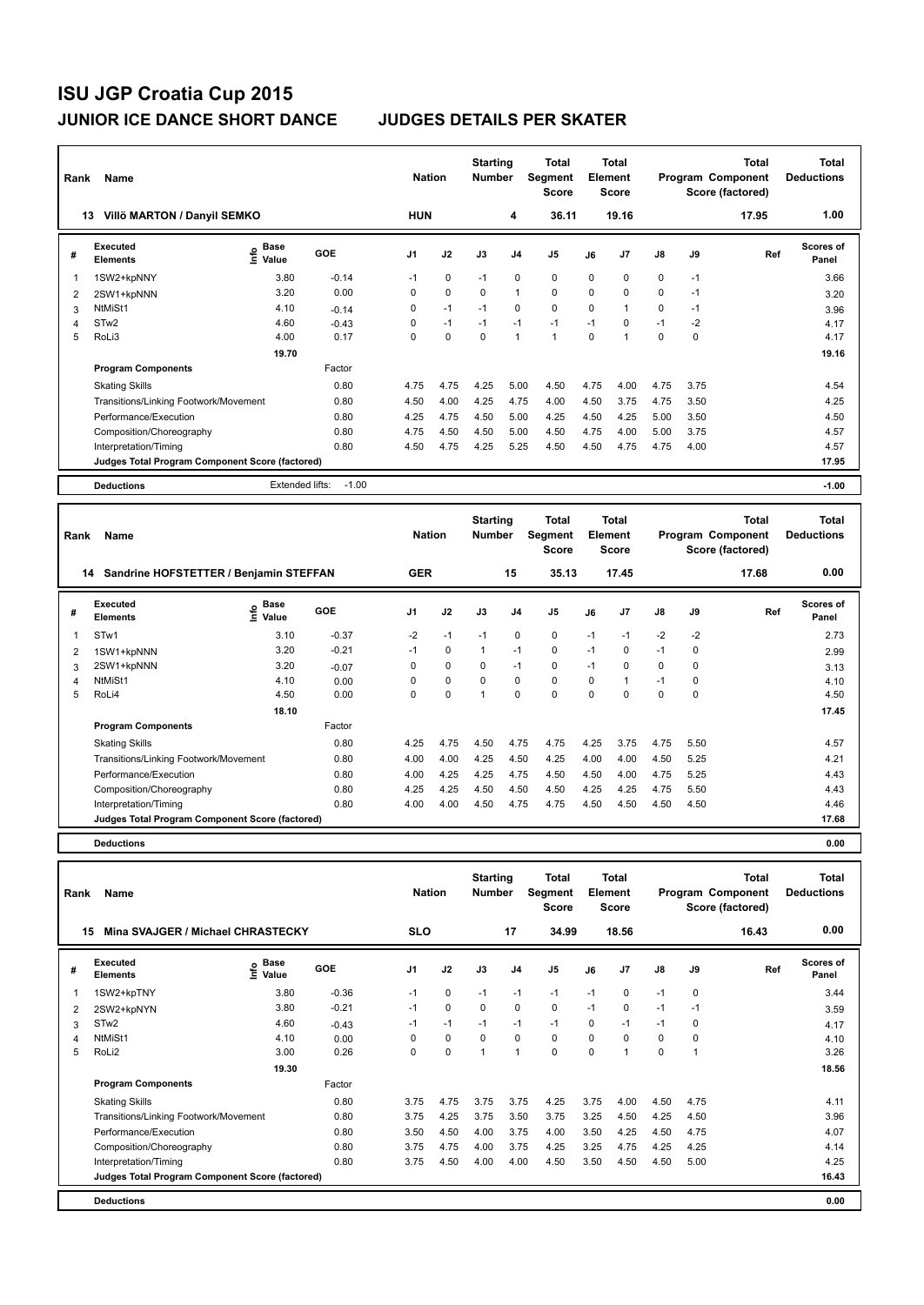# ISU JGP Croatia Cup 2015

## JUNIOR ICE DANCE SHORT DANCE — JUDGES DETAILS PER SKATER

| Rank | Name | Nation | Starting Number | Total Segment Score | Total Element Score | Total Program Component Score (factored) | Total Deductions |
|---|---|---|---|---|---|---|---|
| 13 | Villö MARTON / Danyil SEMKO | HUN | 4 | 36.11 | 19.16 | 17.95 | 1.00 |

| # | Executed Elements | Info | Base Value | GOE | J1 | J2 | J3 | J4 | J5 | J6 | J7 | J8 | J9 | Ref | Scores of Panel |
|---|---|---|---|---|---|---|---|---|---|---|---|---|---|---|---|
| 1 | 1SW2+kpNNY | | 3.80 | -0.14 | -1 | 0 | -1 | 0 | 0 | 0 | 0 | 0 | -1 | | 3.66 |
| 2 | 2SW1+kpNNN | | 3.20 | 0.00 | 0 | 0 | 0 | 1 | 0 | 0 | 0 | 0 | -1 | | 3.20 |
| 3 | NtMiSt1 | | 4.10 | -0.14 | 0 | -1 | -1 | 0 | 0 | 0 | 1 | 0 | -1 | | 3.96 |
| 4 | STw2 | | 4.60 | -0.43 | 0 | -1 | -1 | -1 | -1 | -1 | 0 | -1 | -2 | | 4.17 |
| 5 | RoLi3 | | 4.00 | 0.17 | 0 | 0 | 0 | 1 | 1 | 0 | 1 | 0 | 0 | | 4.17 |
| | | | 19.70 | | | | | | | | | | | | 19.16 |

| Program Components | Factor | J1 | J2 | J3 | J4 | J5 | J6 | J7 | J8 | J9 | Scores of Panel |
|---|---|---|---|---|---|---|---|---|---|---|---|
| Skating Skills | 0.80 | 4.75 | 4.75 | 4.25 | 5.00 | 4.50 | 4.75 | 4.00 | 4.75 | 3.75 | 4.54 |
| Transitions/Linking Footwork/Movement | 0.80 | 4.50 | 4.00 | 4.25 | 4.75 | 4.00 | 4.50 | 3.75 | 4.75 | 3.50 | 4.25 |
| Performance/Execution | 0.80 | 4.25 | 4.75 | 4.50 | 5.00 | 4.25 | 4.50 | 4.25 | 5.00 | 3.50 | 4.50 |
| Composition/Choreography | 0.80 | 4.75 | 4.50 | 4.50 | 5.00 | 4.50 | 4.75 | 4.00 | 5.00 | 3.75 | 4.57 |
| Interpretation/Timing | 0.80 | 4.50 | 4.75 | 4.25 | 5.25 | 4.50 | 4.50 | 4.75 | 4.75 | 4.00 | 4.57 |
| Judges Total Program Component Score (factored) | | | | | | | | | | | 17.95 |

Deductions: Extended lifts: -1.00 — **-1.00**

| Rank | Name | Nation | Starting Number | Total Segment Score | Total Element Score | Total Program Component Score (factored) | Total Deductions |
|---|---|---|---|---|---|---|---|
| 14 | Sandrine HOFSTETTER / Benjamin STEFFAN | GER | 15 | 35.13 | 17.45 | 17.68 | 0.00 |

| # | Executed Elements | Info | Base Value | GOE | J1 | J2 | J3 | J4 | J5 | J6 | J7 | J8 | J9 | Ref | Scores of Panel |
|---|---|---|---|---|---|---|---|---|---|---|---|---|---|---|---|
| 1 | STw1 | | 3.10 | -0.37 | -2 | -1 | -1 | 0 | 0 | -1 | -1 | -2 | -2 | | 2.73 |
| 2 | 1SW1+kpNNN | | 3.20 | -0.21 | -1 | 0 | 1 | -1 | 0 | -1 | 0 | -1 | 0 | | 2.99 |
| 3 | 2SW1+kpNNN | | 3.20 | -0.07 | 0 | 0 | 0 | -1 | 0 | -1 | 0 | 0 | 0 | | 3.13 |
| 4 | NtMiSt1 | | 4.10 | 0.00 | 0 | 0 | 0 | 0 | 0 | 0 | 1 | -1 | 0 | | 4.10 |
| 5 | RoLi4 | | 4.50 | 0.00 | 0 | 0 | 1 | 0 | 0 | 0 | 0 | 0 | 0 | | 4.50 |
| | | | 18.10 | | | | | | | | | | | | 17.45 |

| Program Components | Factor | J1 | J2 | J3 | J4 | J5 | J6 | J7 | J8 | J9 | Scores of Panel |
|---|---|---|---|---|---|---|---|---|---|---|---|
| Skating Skills | 0.80 | 4.25 | 4.75 | 4.50 | 4.75 | 4.75 | 4.25 | 3.75 | 4.75 | 5.50 | 4.57 |
| Transitions/Linking Footwork/Movement | 0.80 | 4.00 | 4.00 | 4.25 | 4.50 | 4.25 | 4.00 | 4.00 | 4.50 | 5.25 | 4.21 |
| Performance/Execution | 0.80 | 4.00 | 4.25 | 4.25 | 4.75 | 4.50 | 4.50 | 4.00 | 4.75 | 5.25 | 4.43 |
| Composition/Choreography | 0.80 | 4.25 | 4.25 | 4.50 | 4.50 | 4.50 | 4.25 | 4.25 | 4.75 | 5.50 | 4.43 |
| Interpretation/Timing | 0.80 | 4.00 | 4.00 | 4.50 | 4.75 | 4.75 | 4.50 | 4.50 | 4.50 | 4.50 | 4.46 |
| Judges Total Program Component Score (factored) | | | | | | | | | | | 17.68 |

Deductions: **0.00**

| Rank | Name | Nation | Starting Number | Total Segment Score | Total Element Score | Total Program Component Score (factored) | Total Deductions |
|---|---|---|---|---|---|---|---|
| 15 | Mina SVAJGER / Michael CHRASTECKY | SLO | 17 | 34.99 | 18.56 | 16.43 | 0.00 |

| # | Executed Elements | Info | Base Value | GOE | J1 | J2 | J3 | J4 | J5 | J6 | J7 | J8 | J9 | Ref | Scores of Panel |
|---|---|---|---|---|---|---|---|---|---|---|---|---|---|---|---|
| 1 | 1SW2+kpTNY | | 3.80 | -0.36 | -1 | 0 | -1 | -1 | -1 | -1 | 0 | -1 | 0 | | 3.44 |
| 2 | 2SW2+kpNYN | | 3.80 | -0.21 | -1 | 0 | 0 | 0 | 0 | -1 | 0 | -1 | -1 | | 3.59 |
| 3 | STw2 | | 4.60 | -0.43 | -1 | -1 | -1 | -1 | -1 | 0 | -1 | -1 | 0 | | 4.17 |
| 4 | NtMiSt1 | | 4.10 | 0.00 | 0 | 0 | 0 | 0 | 0 | 0 | 0 | 0 | 0 | | 4.10 |
| 5 | RoLi2 | | 3.00 | 0.26 | 0 | 0 | 1 | 1 | 0 | 0 | 1 | 0 | 1 | | 3.26 |
| | | | 19.30 | | | | | | | | | | | | 18.56 |

| Program Components | Factor | J1 | J2 | J3 | J4 | J5 | J6 | J7 | J8 | J9 | Scores of Panel |
|---|---|---|---|---|---|---|---|---|---|---|---|
| Skating Skills | 0.80 | 3.75 | 4.75 | 3.75 | 3.75 | 4.25 | 3.75 | 4.00 | 4.50 | 4.75 | 4.11 |
| Transitions/Linking Footwork/Movement | 0.80 | 3.75 | 4.25 | 3.75 | 3.50 | 3.75 | 3.25 | 4.50 | 4.25 | 4.50 | 3.96 |
| Performance/Execution | 0.80 | 3.50 | 4.50 | 4.00 | 3.75 | 4.00 | 3.50 | 4.25 | 4.50 | 4.75 | 4.07 |
| Composition/Choreography | 0.80 | 3.75 | 4.75 | 4.00 | 3.75 | 4.25 | 3.25 | 4.75 | 4.25 | 4.25 | 4.14 |
| Interpretation/Timing | 0.80 | 3.75 | 4.50 | 4.00 | 4.00 | 4.50 | 3.50 | 4.50 | 4.50 | 5.00 | 4.25 |
| Judges Total Program Component Score (factored) | | | | | | | | | | | 16.43 |

Deductions: **0.00**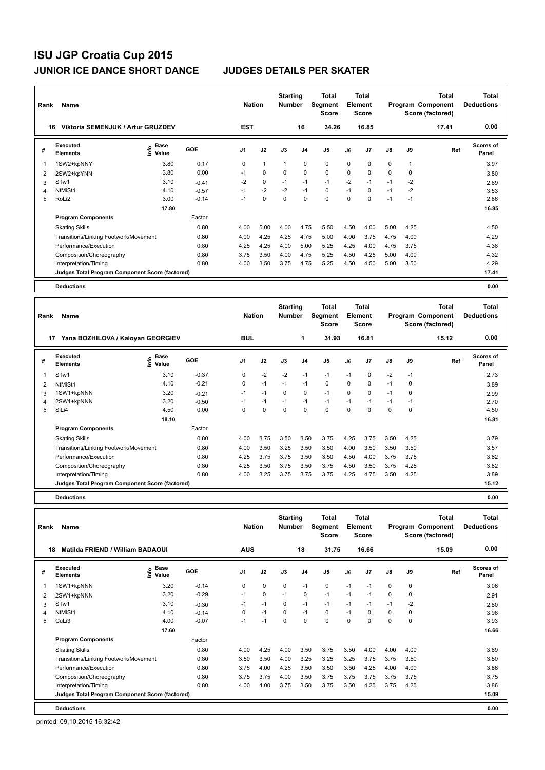# ISU JGP Croatia Cup 2015

## JUNIOR ICE DANCE SHORT DANCE JUDGES DETAILS PER SKATER

| Rank | Name | Nation | Starting Number | Total Segment Score | Total Element Score | Total Program Component Score (factored) | Total Deductions |
|---|---|---|---|---|---|---|---|
| 16 | Viktoria SEMENJUK / Artur GRUZDEV | EST | 16 | 34.26 | 16.85 | 17.41 | 0.00 |

| # | Executed Elements | Info | Base Value | GOE | J1 | J2 | J3 | J4 | J5 | J6 | J7 | J8 | J9 | Ref | Scores of Panel |
|---|---|---|---|---|---|---|---|---|---|---|---|---|---|---|---|
| 1 | 1SW2+kpNNY | | 3.80 | 0.17 | 0 | 1 | 1 | 0 | 0 | 0 | 0 | 0 | 1 | | 3.97 |
| 2 | 2SW2+kpYNN | | 3.80 | 0.00 | -1 | 0 | 0 | 0 | 0 | 0 | 0 | 0 | 0 | | 3.80 |
| 3 | STw1 | | 3.10 | -0.41 | -2 | 0 | -1 | -1 | -1 | -2 | -1 | -1 | -2 | | 2.69 |
| 4 | NtMiSt1 | | 4.10 | -0.57 | -1 | -2 | -2 | -1 | 0 | -1 | 0 | -1 | -2 | | 3.53 |
| 5 | RoLi2 | | 3.00 | -0.14 | -1 | 0 | 0 | 0 | 0 | 0 | 0 | -1 | -1 | | 2.86 |
| | | | 17.80 | | | | | | | | | | | | 16.85 |
| | **Program Components** | | | Factor | | | | | | | | | | | |
| | Skating Skills | | | 0.80 | 4.00 | 5.00 | 4.00 | 4.75 | 5.50 | 4.50 | 4.00 | 5.00 | 4.25 | | 4.50 |
| | Transitions/Linking Footwork/Movement | | | 0.80 | 4.00 | 4.25 | 4.25 | 4.75 | 5.00 | 4.00 | 3.75 | 4.75 | 4.00 | | 4.29 |
| | Performance/Execution | | | 0.80 | 4.25 | 4.25 | 4.00 | 5.00 | 5.25 | 4.25 | 4.00 | 4.75 | 3.75 | | 4.36 |
| | Composition/Choreography | | | 0.80 | 3.75 | 3.50 | 4.00 | 4.75 | 5.25 | 4.50 | 4.25 | 5.00 | 4.00 | | 4.32 |
| | Interpretation/Timing | | | 0.80 | 4.00 | 3.50 | 3.75 | 4.75 | 5.25 | 4.50 | 4.50 | 5.00 | 3.50 | | 4.29 |
| | **Judges Total Program Component Score (factored)** | | | | | | | | | | | | | | 17.41 |
| | **Deductions** | | | | | | | | | | | | | | 0.00 |

| Rank | Name | Nation | Starting Number | Total Segment Score | Total Element Score | Total Program Component Score (factored) | Total Deductions |
|---|---|---|---|---|---|---|---|
| 17 | Yana BOZHILOVA / Kaloyan GEORGIEV | BUL | 1 | 31.93 | 16.81 | 15.12 | 0.00 |

| # | Executed Elements | Info | Base Value | GOE | J1 | J2 | J3 | J4 | J5 | J6 | J7 | J8 | J9 | Ref | Scores of Panel |
|---|---|---|---|---|---|---|---|---|---|---|---|---|---|---|---|
| 1 | STw1 | | 3.10 | -0.37 | 0 | -2 | -2 | -1 | -1 | -1 | 0 | -2 | -1 | | 2.73 |
| 2 | NtMiSt1 | | 4.10 | -0.21 | 0 | -1 | -1 | -1 | 0 | 0 | 0 | -1 | 0 | | 3.89 |
| 3 | 1SW1+kpNNN | | 3.20 | -0.21 | -1 | -1 | 0 | 0 | -1 | 0 | 0 | -1 | 0 | | 2.99 |
| 4 | 2SW1+kpNNN | | 3.20 | -0.50 | -1 | -1 | -1 | -1 | -1 | -1 | -1 | -1 | -1 | | 2.70 |
| 5 | SlLi4 | | 4.50 | 0.00 | 0 | 0 | 0 | 0 | 0 | 0 | 0 | 0 | 0 | | 4.50 |
| | | | 18.10 | | | | | | | | | | | | 16.81 |
| | **Program Components** | | | Factor | | | | | | | | | | | |
| | Skating Skills | | | 0.80 | 4.00 | 3.75 | 3.50 | 3.50 | 3.75 | 4.25 | 3.75 | 3.50 | 4.25 | | 3.79 |
| | Transitions/Linking Footwork/Movement | | | 0.80 | 4.00 | 3.50 | 3.25 | 3.50 | 3.50 | 4.00 | 3.50 | 3.50 | 3.50 | | 3.57 |
| | Performance/Execution | | | 0.80 | 4.25 | 3.75 | 3.75 | 3.50 | 3.50 | 4.50 | 4.00 | 3.75 | 3.75 | | 3.82 |
| | Composition/Choreography | | | 0.80 | 4.25 | 3.50 | 3.75 | 3.50 | 3.75 | 4.50 | 3.50 | 3.75 | 4.25 | | 3.82 |
| | Interpretation/Timing | | | 0.80 | 4.00 | 3.25 | 3.75 | 3.75 | 3.75 | 4.25 | 4.75 | 3.50 | 4.25 | | 3.89 |
| | **Judges Total Program Component Score (factored)** | | | | | | | | | | | | | | 15.12 |
| | **Deductions** | | | | | | | | | | | | | | 0.00 |

| Rank | Name | Nation | Starting Number | Total Segment Score | Total Element Score | Total Program Component Score (factored) | Total Deductions |
|---|---|---|---|---|---|---|---|
| 18 | Matilda FRIEND / William BADAOUI | AUS | 18 | 31.75 | 16.66 | 15.09 | 0.00 |

| # | Executed Elements | Info | Base Value | GOE | J1 | J2 | J3 | J4 | J5 | J6 | J7 | J8 | J9 | Ref | Scores of Panel |
|---|---|---|---|---|---|---|---|---|---|---|---|---|---|---|---|
| 1 | 1SW1+kpNNN | | 3.20 | -0.14 | 0 | 0 | 0 | -1 | 0 | -1 | -1 | 0 | 0 | | 3.06 |
| 2 | 2SW1+kpNNN | | 3.20 | -0.29 | -1 | 0 | -1 | 0 | -1 | -1 | -1 | 0 | 0 | | 2.91 |
| 3 | STw1 | | 3.10 | -0.30 | -1 | -1 | 0 | -1 | -1 | -1 | -1 | -1 | -2 | | 2.80 |
| 4 | NtMiSt1 | | 4.10 | -0.14 | 0 | -1 | 0 | -1 | 0 | -1 | 0 | 0 | 0 | | 3.96 |
| 5 | CuLi3 | | 4.00 | -0.07 | -1 | -1 | 0 | 0 | 0 | 0 | 0 | 0 | 0 | | 3.93 |
| | | | 17.60 | | | | | | | | | | | | 16.66 |
| | **Program Components** | | | Factor | | | | | | | | | | | |
| | Skating Skills | | | 0.80 | 4.00 | 4.25 | 4.00 | 3.50 | 3.75 | 3.50 | 4.00 | 4.00 | 4.00 | | 3.89 |
| | Transitions/Linking Footwork/Movement | | | 0.80 | 3.50 | 3.50 | 4.00 | 3.25 | 3.25 | 3.25 | 3.75 | 3.75 | 3.50 | | 3.50 |
| | Performance/Execution | | | 0.80 | 3.75 | 4.00 | 4.25 | 3.50 | 3.50 | 3.50 | 4.25 | 4.00 | 4.00 | | 3.86 |
| | Composition/Choreography | | | 0.80 | 3.75 | 3.75 | 4.00 | 3.50 | 3.75 | 3.75 | 3.75 | 3.75 | 3.75 | | 3.75 |
| | Interpretation/Timing | | | 0.80 | 4.00 | 4.00 | 3.75 | 3.50 | 3.75 | 3.50 | 4.25 | 3.75 | 4.25 | | 3.86 |
| | **Judges Total Program Component Score (factored)** | | | | | | | | | | | | | | 15.09 |
| | **Deductions** | | | | | | | | | | | | | | 0.00 |

printed: 09.10.2015 16:32:42